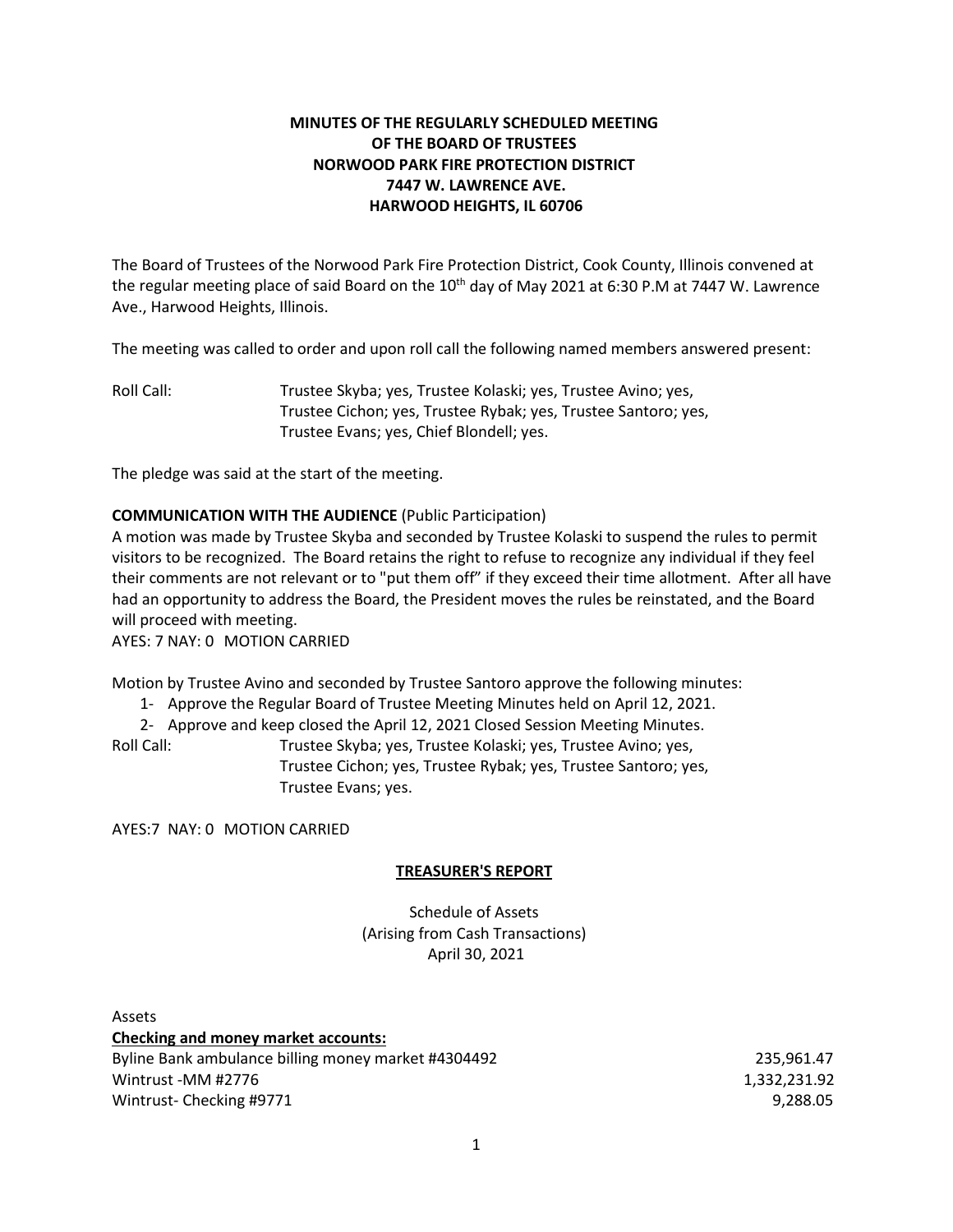**MINUTES OF THE REGULARLY SCHEDULED MEETING**
**OF THE BOARD OF TRUSTEES**
**NORWOOD PARK FIRE PROTECTION DISTRICT**
**7447 W. LAWRENCE AVE.**
**HARWOOD HEIGHTS, IL 60706**

The Board of Trustees of the Norwood Park Fire Protection District, Cook County, Illinois convened at the regular meeting place of said Board on the 10th day of May 2021 at 6:30 P.M at 7447 W. Lawrence Ave., Harwood Heights, Illinois.

The meeting was called to order and upon roll call the following named members answered present:

Roll Call: Trustee Skyba; yes, Trustee Kolaski; yes, Trustee Avino; yes, Trustee Cichon; yes, Trustee Rybak; yes, Trustee Santoro; yes, Trustee Evans; yes, Chief Blondell; yes.

The pledge was said at the start of the meeting.

**COMMUNICATION WITH THE AUDIENCE** (Public Participation)

A motion was made by Trustee Skyba and seconded by Trustee Kolaski to suspend the rules to permit visitors to be recognized. The Board retains the right to refuse to recognize any individual if they feel their comments are not relevant or to "put them off" if they exceed their time allotment. After all have had an opportunity to address the Board, the President moves the rules be reinstated, and the Board will proceed with meeting.

AYES: 7 NAY: 0 MOTION CARRIED

Motion by Trustee Avino and seconded by Trustee Santoro approve the following minutes:

1- Approve the Regular Board of Trustee Meeting Minutes held on April 12, 2021.
2- Approve and keep closed the April 12, 2021 Closed Session Meeting Minutes.

Roll Call: Trustee Skyba; yes, Trustee Kolaski; yes, Trustee Avino; yes, Trustee Cichon; yes, Trustee Rybak; yes, Trustee Santoro; yes, Trustee Evans; yes.

AYES:7 NAY: 0 MOTION CARRIED

## TREASURER'S REPORT

Schedule of Assets
(Arising from Cash Transactions)
April 30, 2021

Assets

**Checking and money market accounts:**

| | |
|---|---|
| Byline Bank ambulance billing money market #4304492 | 235,961.47 |
| Wintrust -MM #2776 | 1,332,231.92 |
| Wintrust- Checking #9771 | 9,288.05 |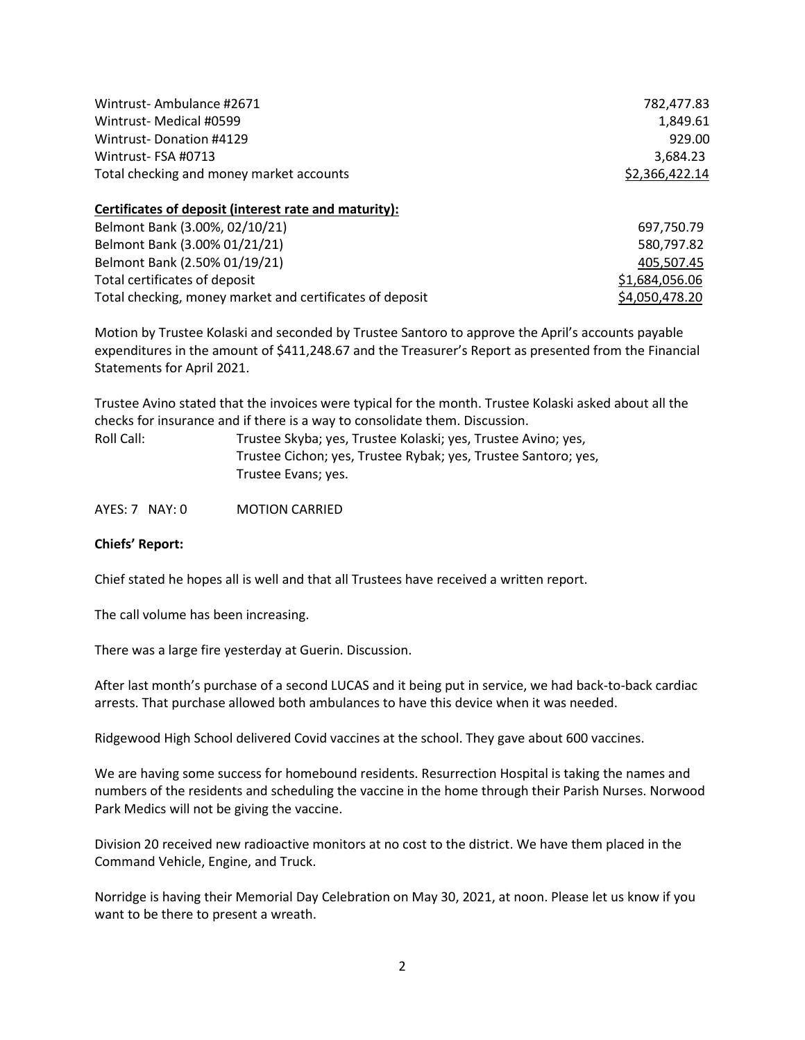| | |
|---|---|
| Wintrust- Ambulance #2671 | 782,477.83 |
| Wintrust- Medical #0599 | 1,849.61 |
| Wintrust- Donation #4129 | 929.00 |
| Wintrust- FSA #0713 | 3,684.23 |
| Total checking and money market accounts | $2,366,422.14 |

**Certificates of deposit (interest rate and maturity):**

| | |
|---|---|
| Belmont Bank (3.00%, 02/10/21) | 697,750.79 |
| Belmont Bank (3.00% 01/21/21) | 580,797.82 |
| Belmont Bank (2.50% 01/19/21) | 405,507.45 |
| Total certificates of deposit | $1,684,056.06 |
| Total checking, money market and certificates of deposit | $4,050,478.20 |

Motion by Trustee Kolaski and seconded by Trustee Santoro to approve the April's accounts payable expenditures in the amount of $411,248.67 and the Treasurer's Report as presented from the Financial Statements for April 2021.

Trustee Avino stated that the invoices were typical for the month. Trustee Kolaski asked about all the checks for insurance and if there is a way to consolidate them. Discussion.

Roll Call: Trustee Skyba; yes, Trustee Kolaski; yes, Trustee Avino; yes, Trustee Cichon; yes, Trustee Rybak; yes, Trustee Santoro; yes, Trustee Evans; yes.

AYES: 7 NAY: 0 MOTION CARRIED

**Chiefs' Report:**

Chief stated he hopes all is well and that all Trustees have received a written report.

The call volume has been increasing.

There was a large fire yesterday at Guerin. Discussion.

After last month's purchase of a second LUCAS and it being put in service, we had back-to-back cardiac arrests. That purchase allowed both ambulances to have this device when it was needed.

Ridgewood High School delivered Covid vaccines at the school. They gave about 600 vaccines.

We are having some success for homebound residents. Resurrection Hospital is taking the names and numbers of the residents and scheduling the vaccine in the home through their Parish Nurses. Norwood Park Medics will not be giving the vaccine.

Division 20 received new radioactive monitors at no cost to the district. We have them placed in the Command Vehicle, Engine, and Truck.

Norridge is having their Memorial Day Celebration on May 30, 2021, at noon. Please let us know if you want to be there to present a wreath.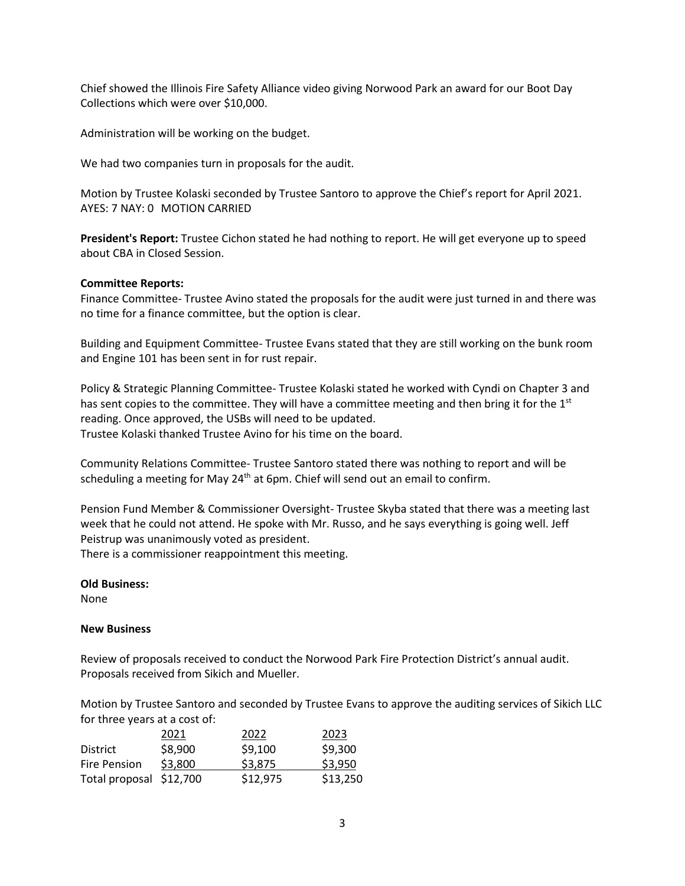Chief showed the Illinois Fire Safety Alliance video giving Norwood Park an award for our Boot Day Collections which were over $10,000.

Administration will be working on the budget.

We had two companies turn in proposals for the audit.

Motion by Trustee Kolaski seconded by Trustee Santoro to approve the Chief's report for April 2021.
AYES: 7 NAY: 0 MOTION CARRIED

**President's Report:** Trustee Cichon stated he had nothing to report. He will get everyone up to speed about CBA in Closed Session.

**Committee Reports:**

Finance Committee- Trustee Avino stated the proposals for the audit were just turned in and there was no time for a finance committee, but the option is clear.

Building and Equipment Committee- Trustee Evans stated that they are still working on the bunk room and Engine 101 has been sent in for rust repair.

Policy & Strategic Planning Committee- Trustee Kolaski stated he worked with Cyndi on Chapter 3 and has sent copies to the committee. They will have a committee meeting and then bring it for the 1st reading. Once approved, the USBs will need to be updated.
Trustee Kolaski thanked Trustee Avino for his time on the board.

Community Relations Committee- Trustee Santoro stated there was nothing to report and will be scheduling a meeting for May 24th at 6pm. Chief will send out an email to confirm.

Pension Fund Member & Commissioner Oversight- Trustee Skyba stated that there was a meeting last week that he could not attend. He spoke with Mr. Russo, and he says everything is going well. Jeff Peistrup was unanimously voted as president.
There is a commissioner reappointment this meeting.

**Old Business:**

None

**New Business**

Review of proposals received to conduct the Norwood Park Fire Protection District's annual audit. Proposals received from Sikich and Mueller.

Motion by Trustee Santoro and seconded by Trustee Evans to approve the auditing services of Sikich LLC for three years at a cost of:

| | 2021 | 2022 | 2023 |
|---|---|---|---|
| District | $8,900 | $9,100 | $9,300 |
| Fire Pension | $3,800 | $3,875 | $3,950 |
| Total proposal | $12,700 | $12,975 | $13,250 |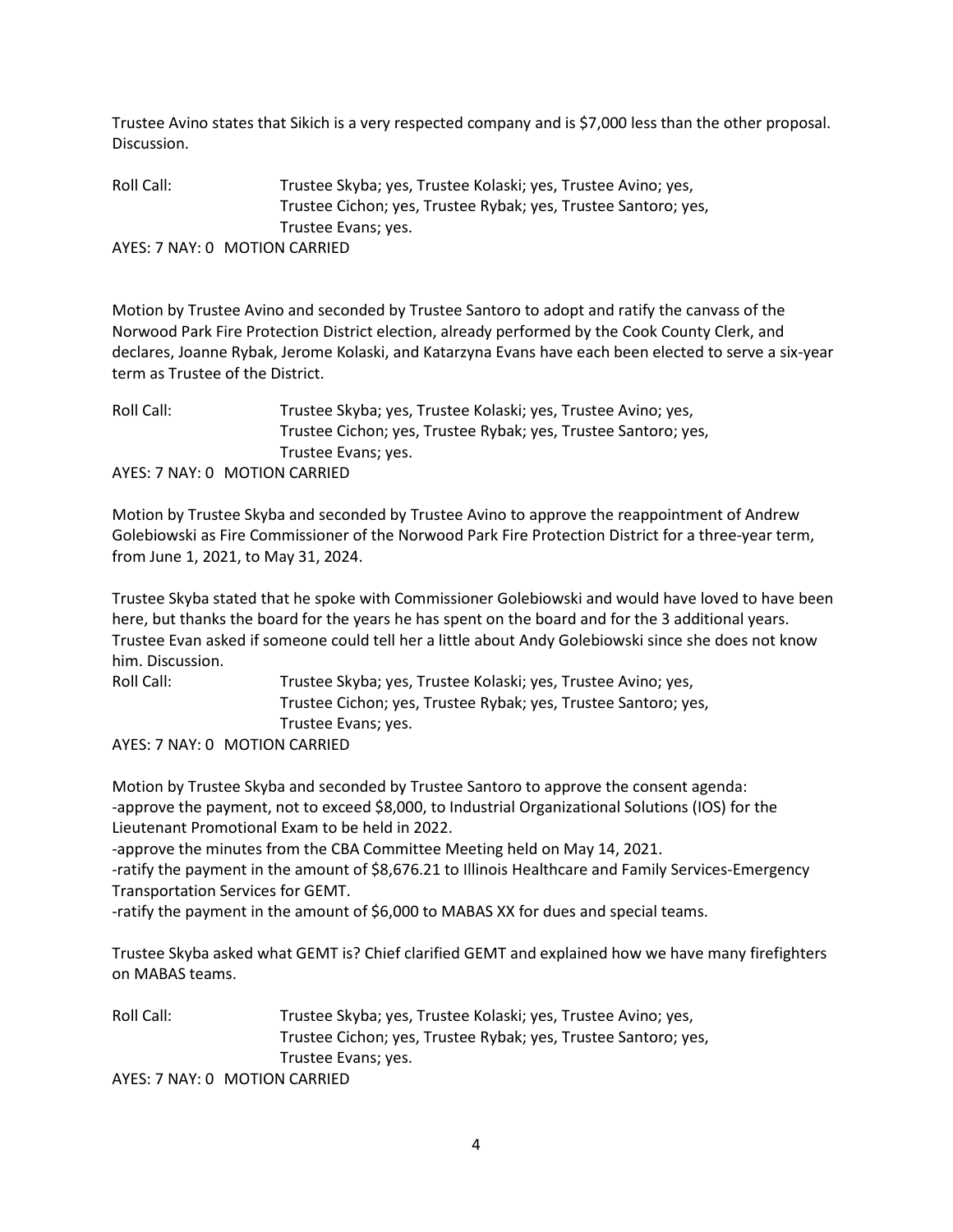Trustee Avino states that Sikich is a very respected company and is $7,000 less than the other proposal. Discussion.

Roll Call: Trustee Skyba; yes, Trustee Kolaski; yes, Trustee Avino; yes, Trustee Cichon; yes, Trustee Rybak; yes, Trustee Santoro; yes, Trustee Evans; yes.

AYES: 7 NAY: 0 MOTION CARRIED

Motion by Trustee Avino and seconded by Trustee Santoro to adopt and ratify the canvass of the Norwood Park Fire Protection District election, already performed by the Cook County Clerk, and declares, Joanne Rybak, Jerome Kolaski, and Katarzyna Evans have each been elected to serve a six-year term as Trustee of the District.

Roll Call: Trustee Skyba; yes, Trustee Kolaski; yes, Trustee Avino; yes, Trustee Cichon; yes, Trustee Rybak; yes, Trustee Santoro; yes, Trustee Evans; yes.

AYES: 7 NAY: 0 MOTION CARRIED

Motion by Trustee Skyba and seconded by Trustee Avino to approve the reappointment of Andrew Golebiowski as Fire Commissioner of the Norwood Park Fire Protection District for a three-year term, from June 1, 2021, to May 31, 2024.

Trustee Skyba stated that he spoke with Commissioner Golebiowski and would have loved to have been here, but thanks the board for the years he has spent on the board and for the 3 additional years. Trustee Evan asked if someone could tell her a little about Andy Golebiowski since she does not know him. Discussion.

Roll Call: Trustee Skyba; yes, Trustee Kolaski; yes, Trustee Avino; yes, Trustee Cichon; yes, Trustee Rybak; yes, Trustee Santoro; yes, Trustee Evans; yes.

AYES: 7 NAY: 0 MOTION CARRIED

Motion by Trustee Skyba and seconded by Trustee Santoro to approve the consent agenda:

-approve the payment, not to exceed $8,000, to Industrial Organizational Solutions (IOS) for the Lieutenant Promotional Exam to be held in 2022.

-approve the minutes from the CBA Committee Meeting held on May 14, 2021.

-ratify the payment in the amount of $8,676.21 to Illinois Healthcare and Family Services-Emergency Transportation Services for GEMT.

-ratify the payment in the amount of $6,000 to MABAS XX for dues and special teams.

Trustee Skyba asked what GEMT is? Chief clarified GEMT and explained how we have many firefighters on MABAS teams.

Roll Call: Trustee Skyba; yes, Trustee Kolaski; yes, Trustee Avino; yes, Trustee Cichon; yes, Trustee Rybak; yes, Trustee Santoro; yes, Trustee Evans; yes.

AYES: 7 NAY: 0 MOTION CARRIED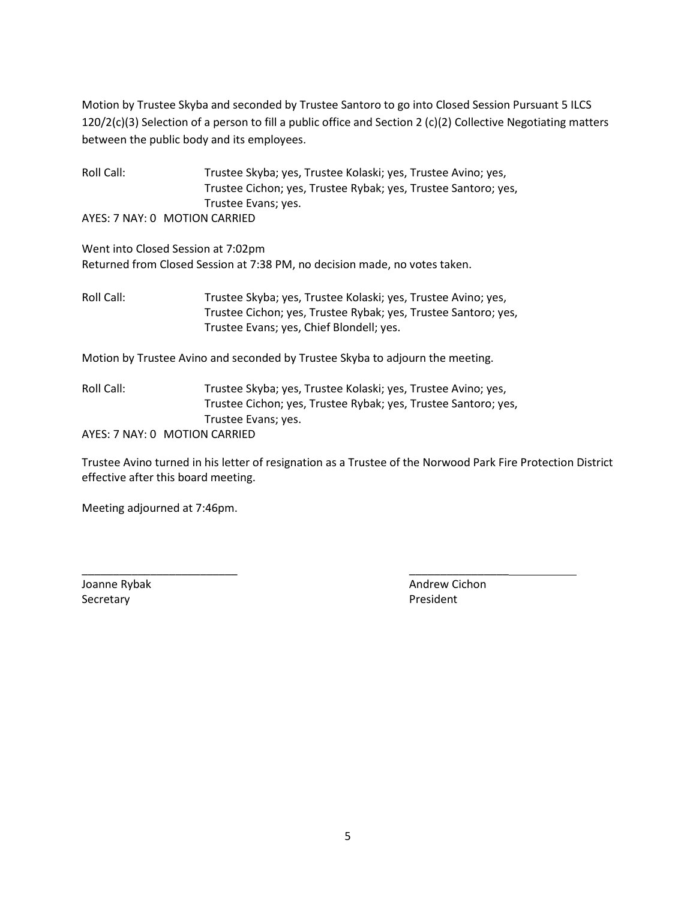Motion by Trustee Skyba and seconded by Trustee Santoro to go into Closed Session Pursuant 5 ILCS 120/2(c)(3) Selection of a person to fill a public office and Section 2 (c)(2) Collective Negotiating matters between the public body and its employees.

Roll Call: Trustee Skyba; yes, Trustee Kolaski; yes, Trustee Avino; yes, Trustee Cichon; yes, Trustee Rybak; yes, Trustee Santoro; yes, Trustee Evans; yes.

AYES: 7 NAY: 0 MOTION CARRIED

Went into Closed Session at 7:02pm
Returned from Closed Session at 7:38 PM, no decision made, no votes taken.

Roll Call: Trustee Skyba; yes, Trustee Kolaski; yes, Trustee Avino; yes, Trustee Cichon; yes, Trustee Rybak; yes, Trustee Santoro; yes, Trustee Evans; yes, Chief Blondell; yes.

Motion by Trustee Avino and seconded by Trustee Skyba to adjourn the meeting.

Roll Call: Trustee Skyba; yes, Trustee Kolaski; yes, Trustee Avino; yes, Trustee Cichon; yes, Trustee Rybak; yes, Trustee Santoro; yes, Trustee Evans; yes.

AYES: 7 NAY: 0 MOTION CARRIED

Trustee Avino turned in his letter of resignation as a Trustee of the Norwood Park Fire Protection District effective after this board meeting.

Meeting adjourned at 7:46pm.

_________________________
Joanne Rybak
Secretary

_________________________
Andrew Cichon
President